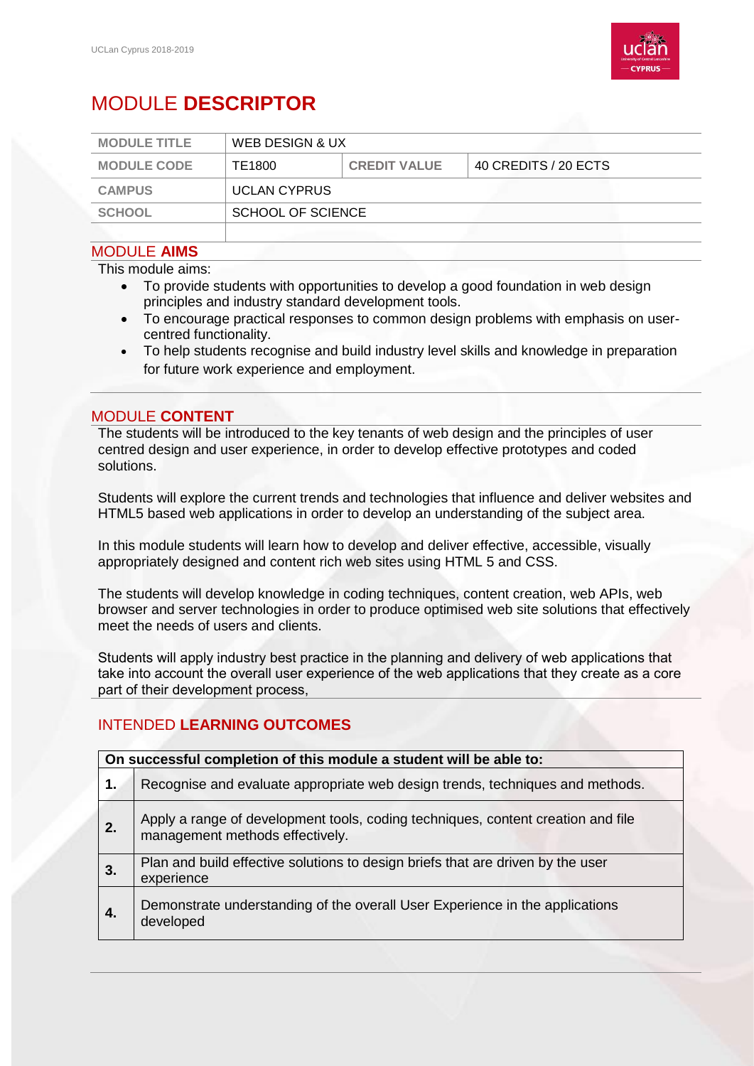# MODULE **DESCRIPTOR**

| | | | |
|---|---|---|---|
| **MODULE TITLE** | WEB DESIGN & UX | | |
| **MODULE CODE** | TE1800 | **CREDIT VALUE** | 40 CREDITS / 20 ECTS |
| **CAMPUS** | UCLAN CYPRUS | | |
| **SCHOOL** | SCHOOL OF SCIENCE | | |
| | | | |

## MODULE **AIMS**

This module aims:

- To provide students with opportunities to develop a good foundation in web design principles and industry standard development tools.
- To encourage practical responses to common design problems with emphasis on user-centred functionality.
- To help students recognise and build industry level skills and knowledge in preparation for future work experience and employment.

## MODULE **CONTENT**

The students will be introduced to the key tenants of web design and the principles of user centred design and user experience, in order to develop effective prototypes and coded solutions.

Students will explore the current trends and technologies that influence and deliver websites and HTML5 based web applications in order to develop an understanding of the subject area.

In this module students will learn how to develop and deliver effective, accessible, visually appropriately designed and content rich web sites using HTML 5 and CSS.

The students will develop knowledge in coding techniques, content creation, web APIs, web browser and server technologies in order to produce optimised web site solutions that effectively meet the needs of users and clients.

Students will apply industry best practice in the planning and delivery of web applications that take into account the overall user experience of the web applications that they create as a core part of their development process,

## INTENDED **LEARNING OUTCOMES**

| **On successful completion of this module a student will be able to:** | |
|---|---|
| **1.** | Recognise and evaluate appropriate web design trends, techniques and methods. |
| **2.** | Apply a range of development tools, coding techniques, content creation and file management methods effectively. |
| **3.** | Plan and build effective solutions to design briefs that are driven by the user experience |
| **4.** | Demonstrate understanding of the overall User Experience in the applications developed |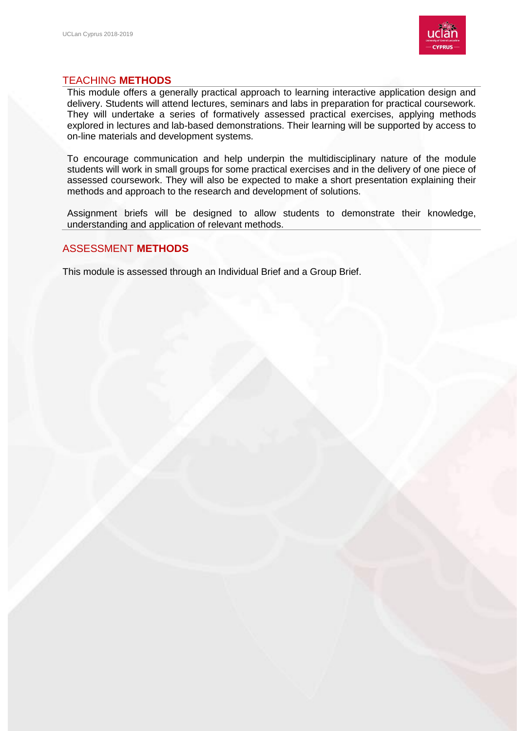## TEACHING **METHODS**

This module offers a generally practical approach to learning interactive application design and delivery. Students will attend lectures, seminars and labs in preparation for practical coursework. They will undertake a series of formatively assessed practical exercises, applying methods explored in lectures and lab-based demonstrations. Their learning will be supported by access to on-line materials and development systems.

To encourage communication and help underpin the multidisciplinary nature of the module students will work in small groups for some practical exercises and in the delivery of one piece of assessed coursework. They will also be expected to make a short presentation explaining their methods and approach to the research and development of solutions.

Assignment briefs will be designed to allow students to demonstrate their knowledge, understanding and application of relevant methods.

## ASSESSMENT **METHODS**

This module is assessed through an Individual Brief and a Group Brief.